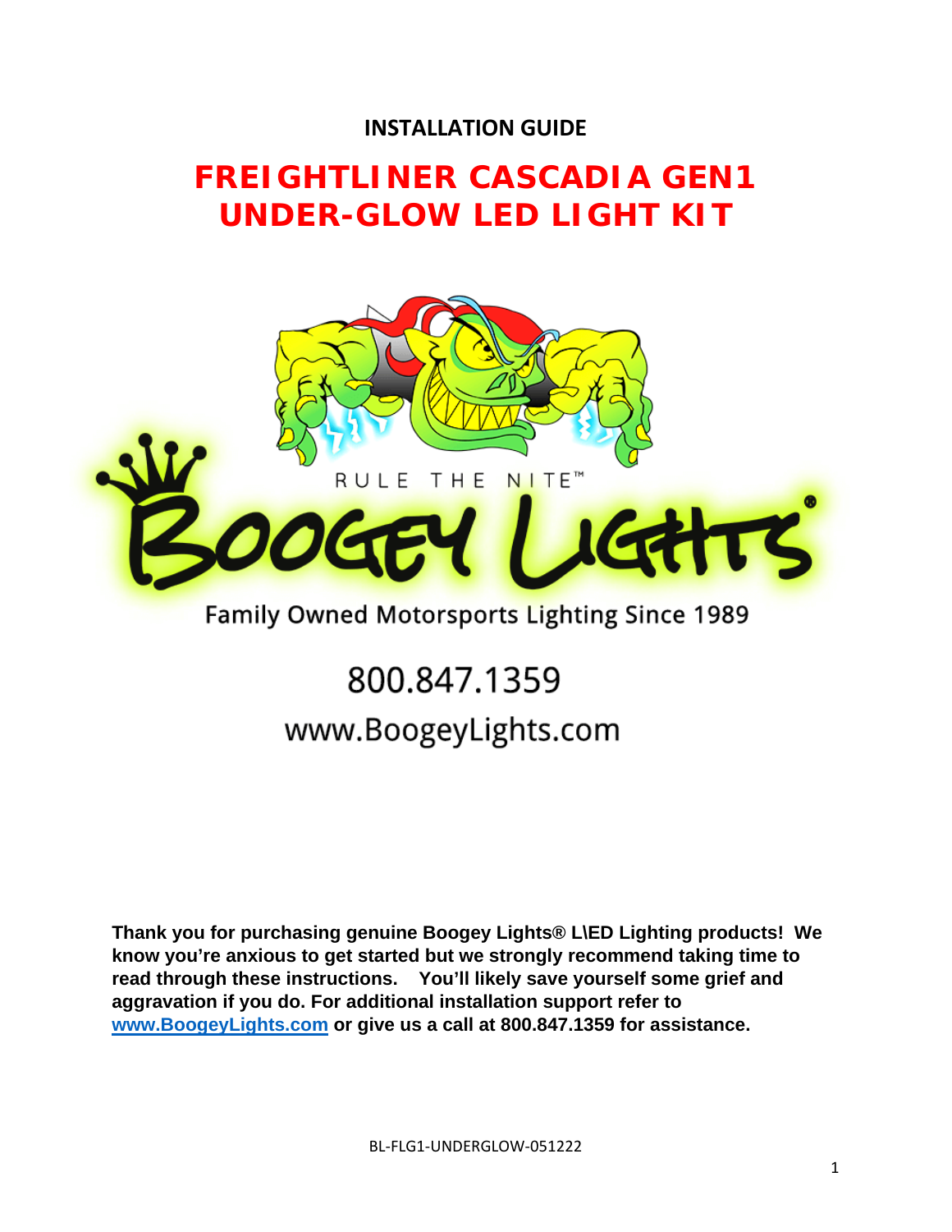**INSTALLATION GUIDE**

# FREIGHTLINER CASCADIA GEN1 UNDER-GLOW LED LIGHT KIT

RULE THE NITE™

BOOGEY LIGHTS®

Family Owned Motorsports Lighting Since 1989

800.847.1359

www.BoogeyLights.com

**Thank you for purchasing genuine Boogey Lights® L\ED Lighting products! We know you're anxious to get started but we strongly recommend taking time to read through these instructions. You'll likely save yourself some grief and aggravation if you do. For additional installation support refer to [www.BoogeyLights.com](http://www.BoogeyLights.com) or give us a call at 800.847.1359 for assistance.**

BL-FLG1-UNDERGLOW-051222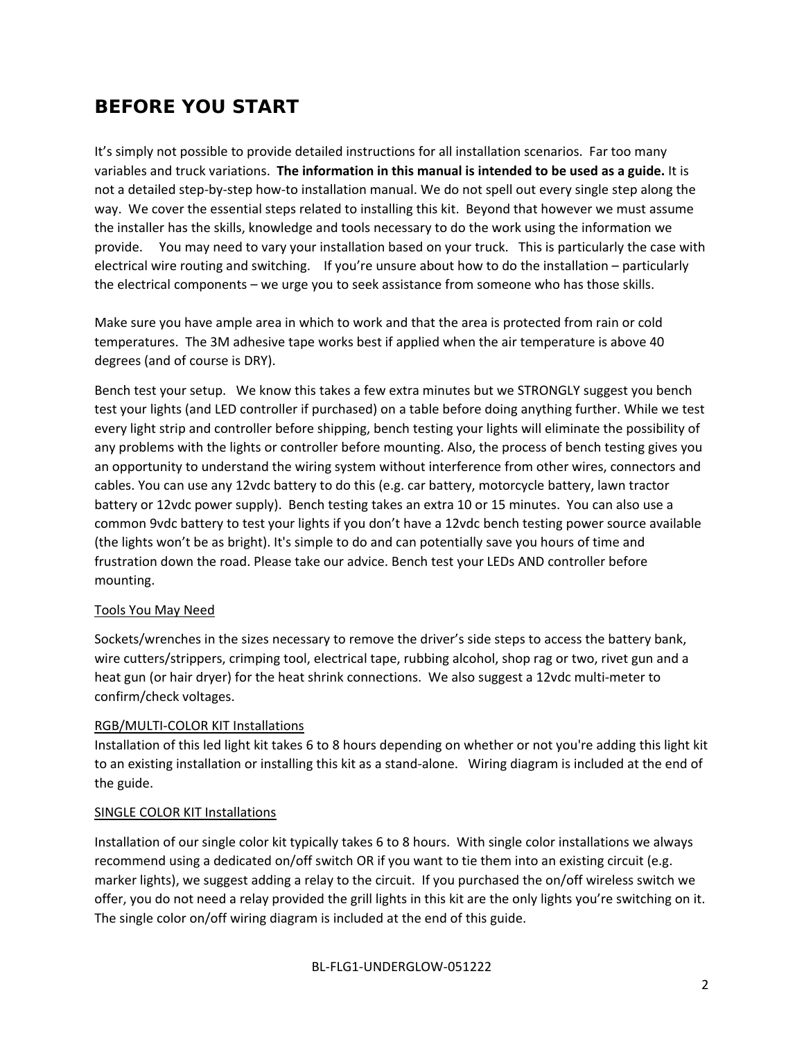# BEFORE YOU START

It's simply not possible to provide detailed instructions for all installation scenarios. Far too many variables and truck variations. **The information in this manual is intended to be used as a guide.** It is not a detailed step-by-step how-to installation manual. We do not spell out every single step along the way. We cover the essential steps related to installing this kit. Beyond that however we must assume the installer has the skills, knowledge and tools necessary to do the work using the information we provide. You may need to vary your installation based on your truck. This is particularly the case with electrical wire routing and switching. If you're unsure about how to do the installation – particularly the electrical components – we urge you to seek assistance from someone who has those skills.

Make sure you have ample area in which to work and that the area is protected from rain or cold temperatures. The 3M adhesive tape works best if applied when the air temperature is above 40 degrees (and of course is DRY).

Bench test your setup. We know this takes a few extra minutes but we STRONGLY suggest you bench test your lights (and LED controller if purchased) on a table before doing anything further. While we test every light strip and controller before shipping, bench testing your lights will eliminate the possibility of any problems with the lights or controller before mounting. Also, the process of bench testing gives you an opportunity to understand the wiring system without interference from other wires, connectors and cables. You can use any 12vdc battery to do this (e.g. car battery, motorcycle battery, lawn tractor battery or 12vdc power supply). Bench testing takes an extra 10 or 15 minutes. You can also use a common 9vdc battery to test your lights if you don't have a 12vdc bench testing power source available (the lights won't be as bright). It's simple to do and can potentially save you hours of time and frustration down the road. Please take our advice. Bench test your LEDs AND controller before mounting.

Tools You May Need

Sockets/wrenches in the sizes necessary to remove the driver's side steps to access the battery bank, wire cutters/strippers, crimping tool, electrical tape, rubbing alcohol, shop rag or two, rivet gun and a heat gun (or hair dryer) for the heat shrink connections. We also suggest a 12vdc multi-meter to confirm/check voltages.

RGB/MULTI-COLOR KIT Installations

Installation of this led light kit takes 6 to 8 hours depending on whether or not you're adding this light kit to an existing installation or installing this kit as a stand-alone. Wiring diagram is included at the end of the guide.

SINGLE COLOR KIT Installations

Installation of our single color kit typically takes 6 to 8 hours. With single color installations we always recommend using a dedicated on/off switch OR if you want to tie them into an existing circuit (e.g. marker lights), we suggest adding a relay to the circuit. If you purchased the on/off wireless switch we offer, you do not need a relay provided the grill lights in this kit are the only lights you're switching on it. The single color on/off wiring diagram is included at the end of this guide.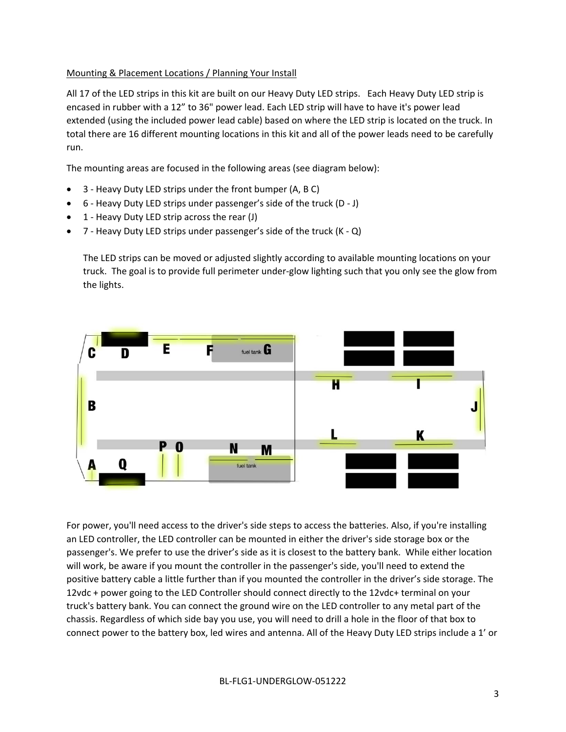Mounting & Placement Locations / Planning Your Install

All 17 of the LED strips in this kit are built on our Heavy Duty LED strips. Each Heavy Duty LED strip is encased in rubber with a 12" to 36" power lead. Each LED strip will have to have it's power lead extended (using the included power lead cable) based on where the LED strip is located on the truck. In total there are 16 different mounting locations in this kit and all of the power leads need to be carefully run.

The mounting areas are focused in the following areas (see diagram below):

- 3 - Heavy Duty LED strips under the front bumper (A, B C)
- 6 - Heavy Duty LED strips under passenger's side of the truck (D - J)
- 1 - Heavy Duty LED strip across the rear (J)
- 7 - Heavy Duty LED strips under passenger's side of the truck (K - Q)

  The LED strips can be moved or adjusted slightly according to available mounting locations on your truck. The goal is to provide full perimeter under-glow lighting such that you only see the glow from the lights.

For power, you'll need access to the driver's side steps to access the batteries. Also, if you're installing an LED controller, the LED controller can be mounted in either the driver's side storage box or the passenger's. We prefer to use the driver's side as it is closest to the battery bank. While either location will work, be aware if you mount the controller in the passenger's side, you'll need to extend the positive battery cable a little further than if you mounted the controller in the driver's side storage. The 12vdc + power going to the LED Controller should connect directly to the 12vdc+ terminal on your truck's battery bank. You can connect the ground wire on the LED controller to any metal part of the chassis. Regardless of which side bay you use, you will need to drill a hole in the floor of that box to connect power to the battery box, led wires and antenna. All of the Heavy Duty LED strips include a 1' or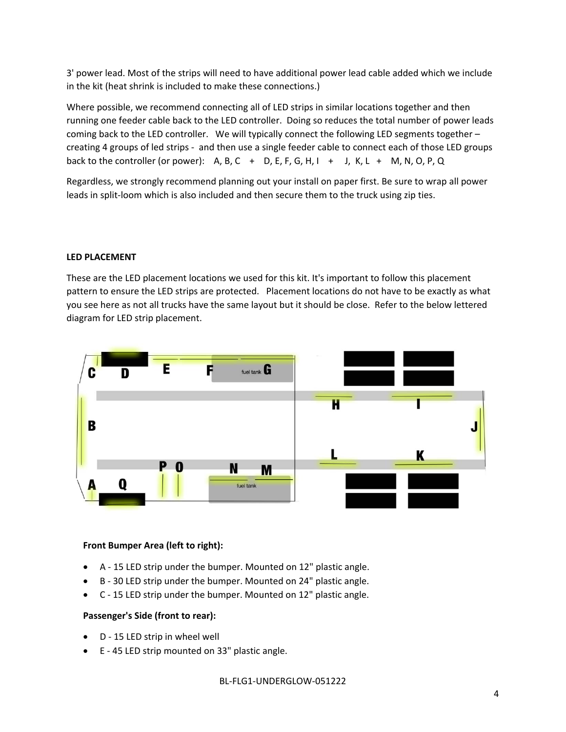3' power lead. Most of the strips will need to have additional power lead cable added which we include in the kit (heat shrink is included to make these connections.)

Where possible, we recommend connecting all of LED strips in similar locations together and then running one feeder cable back to the LED controller. Doing so reduces the total number of power leads coming back to the LED controller. We will typically connect the following LED segments together – creating 4 groups of led strips - and then use a single feeder cable to connect each of those LED groups back to the controller (or power): A, B, C + D, E, F, G, H, I + J, K, L + M, N, O, P, Q

Regardless, we strongly recommend planning out your install on paper first. Be sure to wrap all power leads in split-loom which is also included and then secure them to the truck using zip ties.

**LED PLACEMENT**

These are the LED placement locations we used for this kit. It's important to follow this placement pattern to ensure the LED strips are protected. Placement locations do not have to be exactly as what you see here as not all trucks have the same layout but it should be close. Refer to the below lettered diagram for LED strip placement.

**Front Bumper Area (left to right):**

- A - 15 LED strip under the bumper. Mounted on 12" plastic angle.
- B - 30 LED strip under the bumper. Mounted on 24" plastic angle.
- C - 15 LED strip under the bumper. Mounted on 12" plastic angle.

**Passenger's Side (front to rear):**

- D - 15 LED strip in wheel well
- E - 45 LED strip mounted on 33" plastic angle.

BL-FLG1-UNDERGLOW-051222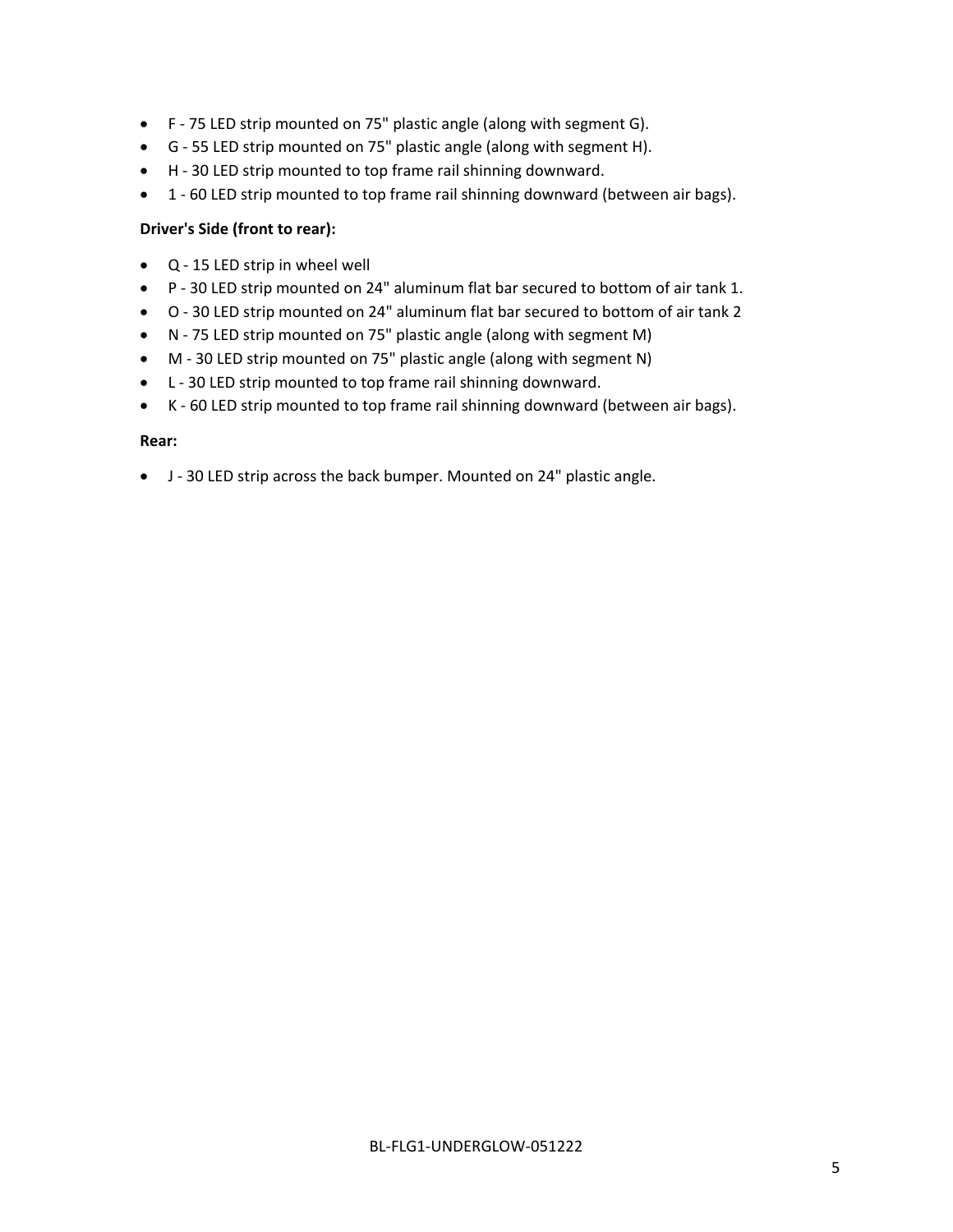- F - 75 LED strip mounted on 75" plastic angle (along with segment G).
- G - 55 LED strip mounted on 75" plastic angle (along with segment H).
- H - 30 LED strip mounted to top frame rail shinning downward.
- 1 - 60 LED strip mounted to top frame rail shinning downward (between air bags).

**Driver's Side (front to rear):**

- Q - 15 LED strip in wheel well
- P - 30 LED strip mounted on 24" aluminum flat bar secured to bottom of air tank 1.
- O - 30 LED strip mounted on 24" aluminum flat bar secured to bottom of air tank 2
- N - 75 LED strip mounted on 75" plastic angle (along with segment M)
- M - 30 LED strip mounted on 75" plastic angle (along with segment N)
- L - 30 LED strip mounted to top frame rail shinning downward.
- K - 60 LED strip mounted to top frame rail shinning downward (between air bags).

**Rear:**

- J - 30 LED strip across the back bumper. Mounted on 24" plastic angle.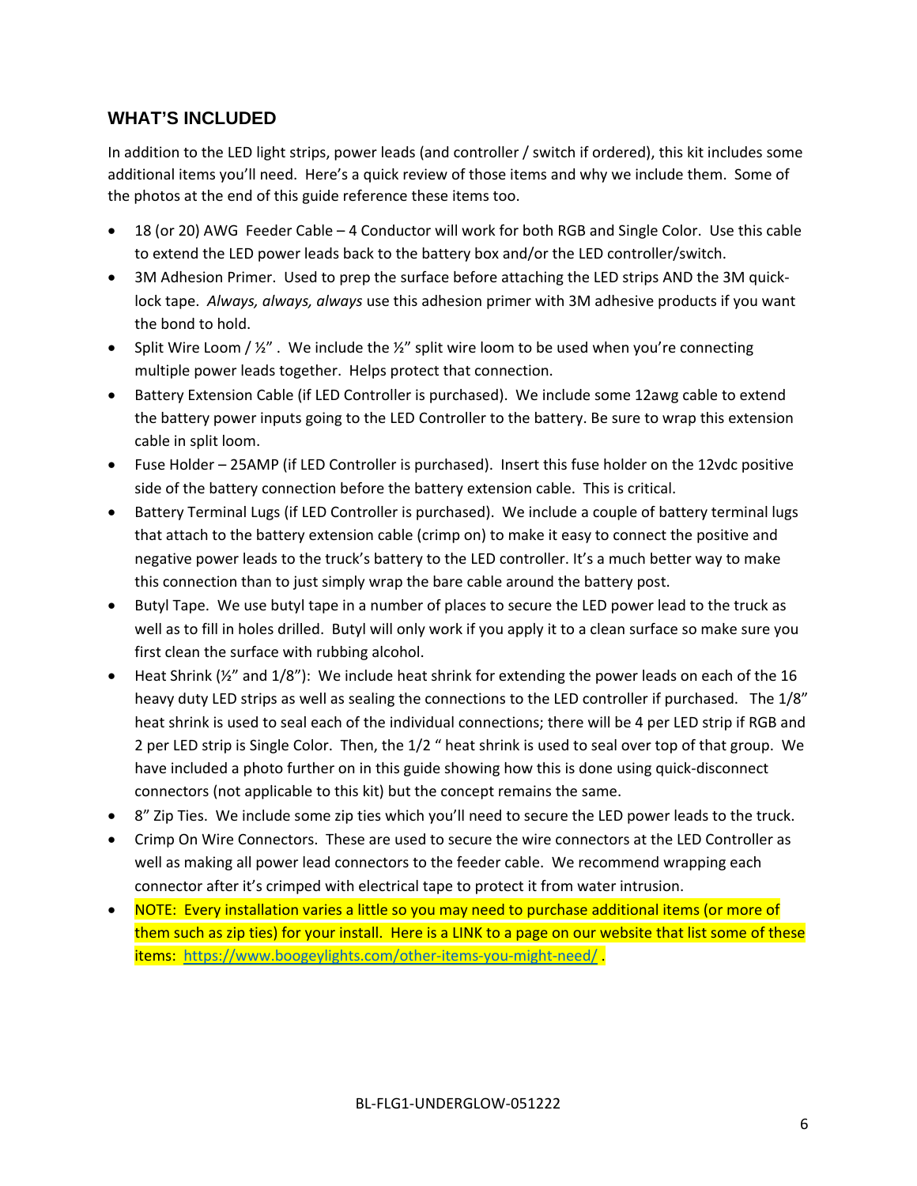## WHAT'S INCLUDED

In addition to the LED light strips, power leads (and controller / switch if ordered), this kit includes some additional items you'll need. Here's a quick review of those items and why we include them. Some of the photos at the end of this guide reference these items too.

- 18 (or 20) AWG Feeder Cable – 4 Conductor will work for both RGB and Single Color. Use this cable to extend the LED power leads back to the battery box and/or the LED controller/switch.
- 3M Adhesion Primer. Used to prep the surface before attaching the LED strips AND the 3M quick-lock tape. *Always, always, always* use this adhesion primer with 3M adhesive products if you want the bond to hold.
- Split Wire Loom / ½" . We include the ½" split wire loom to be used when you're connecting multiple power leads together. Helps protect that connection.
- Battery Extension Cable (if LED Controller is purchased). We include some 12awg cable to extend the battery power inputs going to the LED Controller to the battery. Be sure to wrap this extension cable in split loom.
- Fuse Holder – 25AMP (if LED Controller is purchased). Insert this fuse holder on the 12vdc positive side of the battery connection before the battery extension cable. This is critical.
- Battery Terminal Lugs (if LED Controller is purchased). We include a couple of battery terminal lugs that attach to the battery extension cable (crimp on) to make it easy to connect the positive and negative power leads to the truck's battery to the LED controller. It's a much better way to make this connection than to just simply wrap the bare cable around the battery post.
- Butyl Tape. We use butyl tape in a number of places to secure the LED power lead to the truck as well as to fill in holes drilled. Butyl will only work if you apply it to a clean surface so make sure you first clean the surface with rubbing alcohol.
- Heat Shrink (½" and 1/8"): We include heat shrink for extending the power leads on each of the 16 heavy duty LED strips as well as sealing the connections to the LED controller if purchased. The 1/8" heat shrink is used to seal each of the individual connections; there will be 4 per LED strip if RGB and 2 per LED strip is Single Color. Then, the 1/2 " heat shrink is used to seal over top of that group. We have included a photo further on in this guide showing how this is done using quick-disconnect connectors (not applicable to this kit) but the concept remains the same.
- 8" Zip Ties. We include some zip ties which you'll need to secure the LED power leads to the truck.
- Crimp On Wire Connectors. These are used to secure the wire connectors at the LED Controller as well as making all power lead connectors to the feeder cable. We recommend wrapping each connector after it's crimped with electrical tape to protect it from water intrusion.
- NOTE: Every installation varies a little so you may need to purchase additional items (or more of them such as zip ties) for your install. Here is a LINK to a page on our website that list some of these items: [https://www.boogeylights.com/other-items-you-might-need/](https://www.boogeylights.com/other-items-you-might-need/) .

BL-FLG1-UNDERGLOW-051222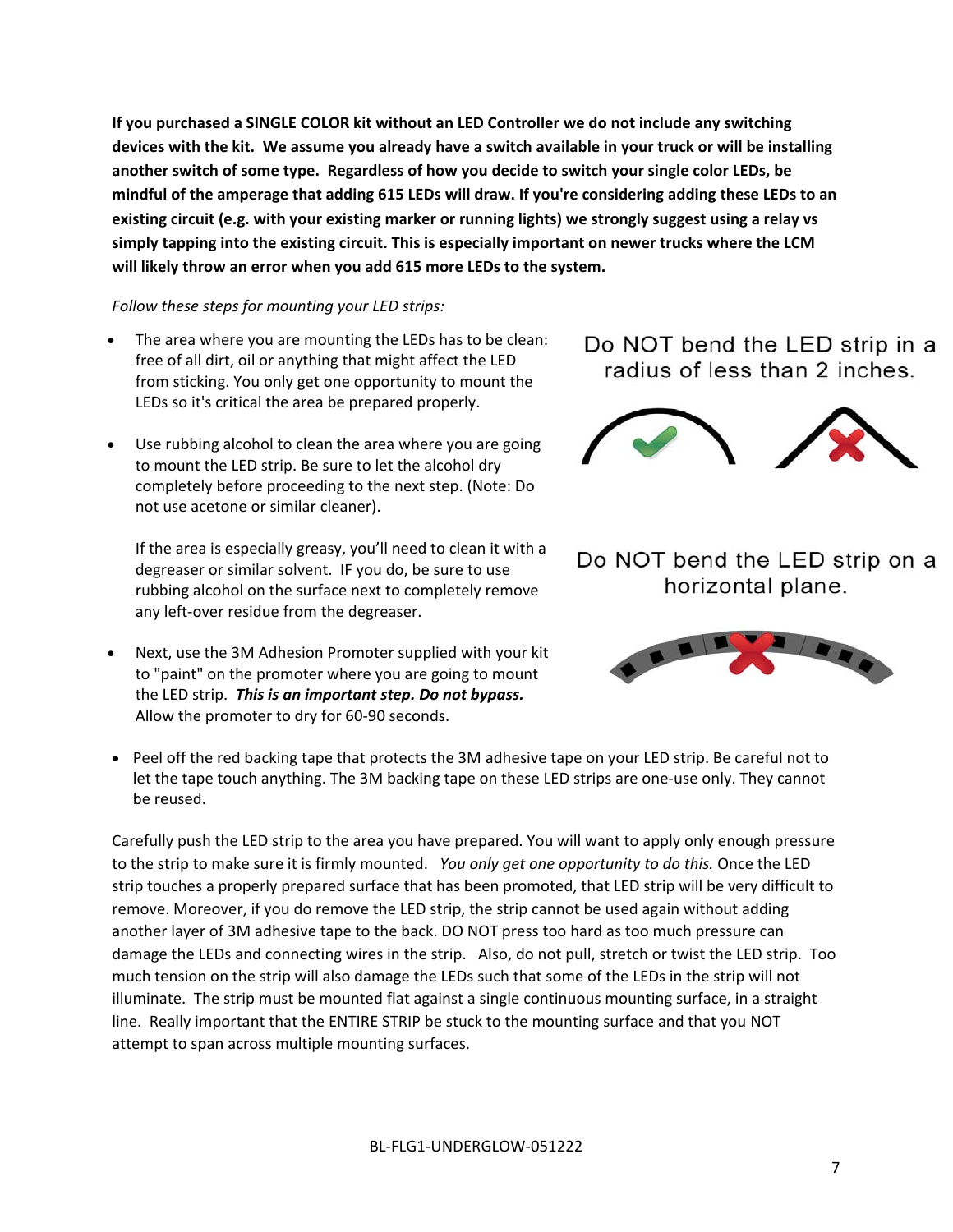**If you purchased a SINGLE COLOR kit without an LED Controller we do not include any switching devices with the kit. We assume you already have a switch available in your truck or will be installing another switch of some type. Regardless of how you decide to switch your single color LEDs, be mindful of the amperage that adding 615 LEDs will draw. If you're considering adding these LEDs to an existing circuit (e.g. with your existing marker or running lights) we strongly suggest using a relay vs simply tapping into the existing circuit. This is especially important on newer trucks where the LCM will likely throw an error when you add 615 more LEDs to the system.**

*Follow these steps for mounting your LED strips:*

- The area where you are mounting the LEDs has to be clean: free of all dirt, oil or anything that might affect the LED from sticking. You only get one opportunity to mount the LEDs so it's critical the area be prepared properly.

- Use rubbing alcohol to clean the area where you are going to mount the LED strip. Be sure to let the alcohol dry completely before proceeding to the next step. (Note: Do not use acetone or similar cleaner).

  If the area is especially greasy, you'll need to clean it with a degreaser or similar solvent. IF you do, be sure to use rubbing alcohol on the surface next to completely remove any left-over residue from the degreaser.

- Next, use the 3M Adhesion Promoter supplied with your kit to "paint" on the promoter where you are going to mount the LED strip. ***This is an important step. Do not bypass.*** Allow the promoter to dry for 60-90 seconds.

- Peel off the red backing tape that protects the 3M adhesive tape on your LED strip. Be careful not to let the tape touch anything. The 3M backing tape on these LED strips are one-use only. They cannot be reused.

Do NOT bend the LED strip in a radius of less than 2 inches.

Do NOT bend the LED strip on a horizontal plane.

Carefully push the LED strip to the area you have prepared. You will want to apply only enough pressure to the strip to make sure it is firmly mounted. *You only get one opportunity to do this.* Once the LED strip touches a properly prepared surface that has been promoted, that LED strip will be very difficult to remove. Moreover, if you do remove the LED strip, the strip cannot be used again without adding another layer of 3M adhesive tape to the back. DO NOT press too hard as too much pressure can damage the LEDs and connecting wires in the strip. Also, do not pull, stretch or twist the LED strip. Too much tension on the strip will also damage the LEDs such that some of the LEDs in the strip will not illuminate. The strip must be mounted flat against a single continuous mounting surface, in a straight line. Really important that the ENTIRE STRIP be stuck to the mounting surface and that you NOT attempt to span across multiple mounting surfaces.

BL-FLG1-UNDERGLOW-051222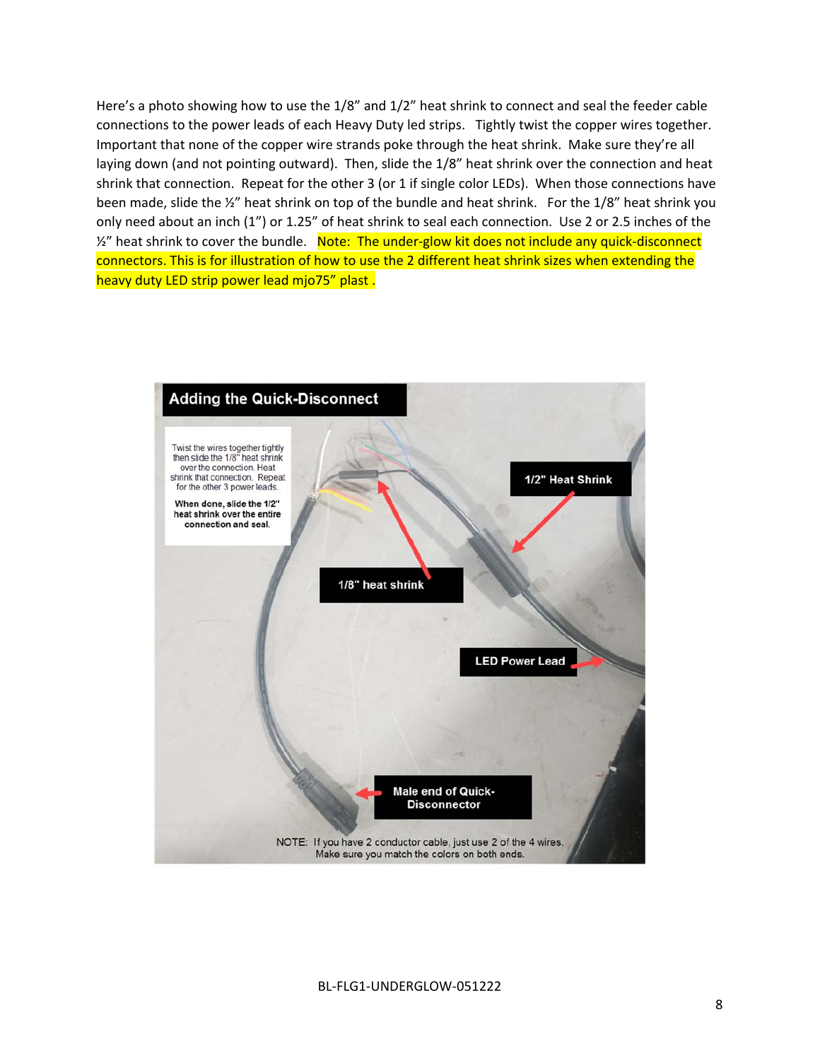Here's a photo showing how to use the 1/8" and 1/2" heat shrink to connect and seal the feeder cable connections to the power leads of each Heavy Duty led strips. Tightly twist the copper wires together. Important that none of the copper wire strands poke through the heat shrink. Make sure they're all laying down (and not pointing outward). Then, slide the 1/8" heat shrink over the connection and heat shrink that connection. Repeat for the other 3 (or 1 if single color LEDs). When those connections have been made, slide the ½" heat shrink on top of the bundle and heat shrink. For the 1/8" heat shrink you only need about an inch (1") or 1.25" of heat shrink to seal each connection. Use 2 or 2.5 inches of the ½" heat shrink to cover the bundle. Note: The under-glow kit does not include any quick-disconnect connectors. This is for illustration of how to use the 2 different heat shrink sizes when extending the heavy duty LED strip power lead mjo75" plast .

## Adding the Quick-Disconnect

Twist the wires together tightly then slide the 1/8" heat shrink over the connection. Heat shrink that connection. Repeat for the other 3 power leads.

**When done, slide the 1/2" heat shrink over the entire connection and seal.**

1/8" heat shrink

1/2" Heat Shrink

LED Power Lead

Male end of Quick-Disconnector

NOTE: If you have 2 conductor cable, just use 2 of the 4 wires. Make sure you match the colors on both ends.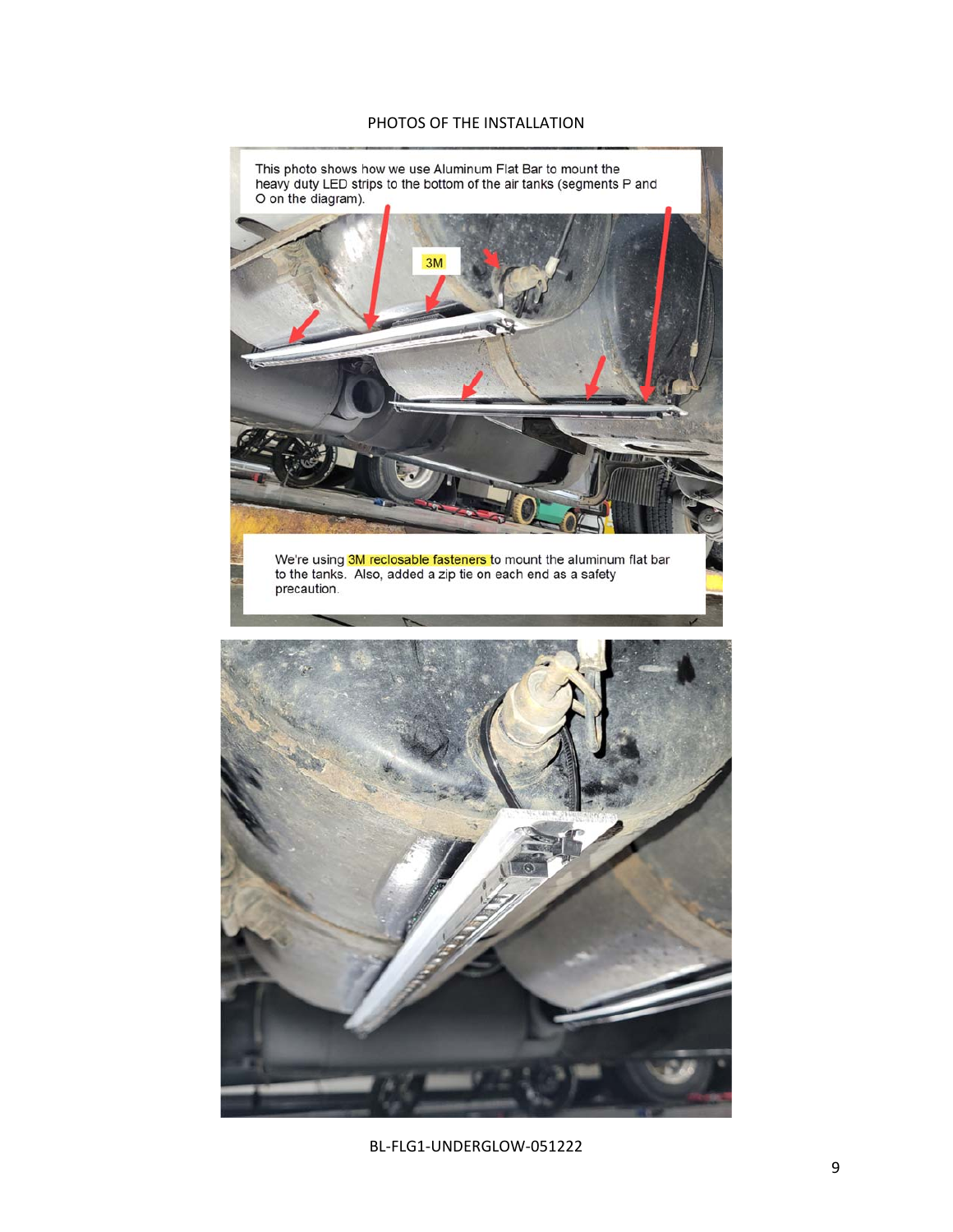PHOTOS OF THE INSTALLATION

This photo shows how we use Aluminum Flat Bar to mount the heavy duty LED strips to the bottom of the air tanks (segments P and O on the diagram).

3M

We're using 3M reclosable fasteners to mount the aluminum flat bar to the tanks. Also, added a zip tie on each end as a safety precaution.

BL-FLG1-UNDERGLOW-051222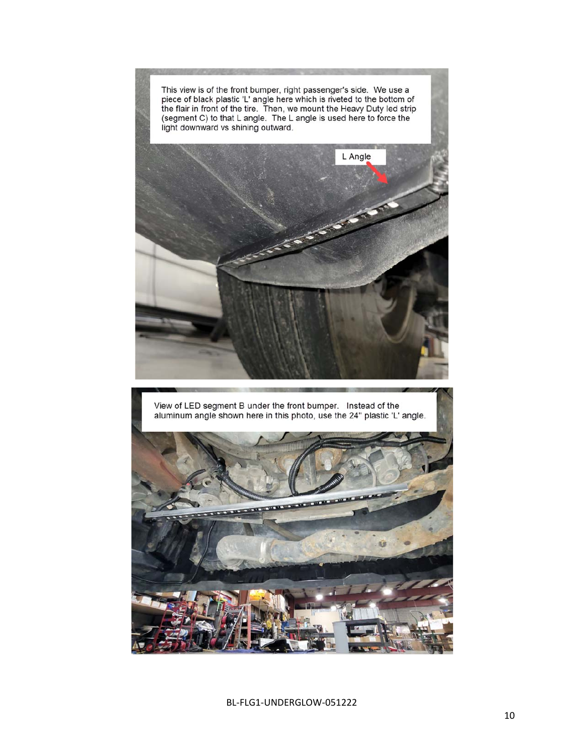This view is of the front bumper, right passenger's side. We use a piece of black plastic 'L' angle here which is riveted to the bottom of the flair in front of the tire. Then, we mount the Heavy Duty led strip (segment C) to that L angle. The L angle is used here to force the light downward vs shining outward.

L Angle

View of LED segment B under the front bumper. Instead of the aluminum angle shown here in this photo, use the 24" plastic 'L' angle.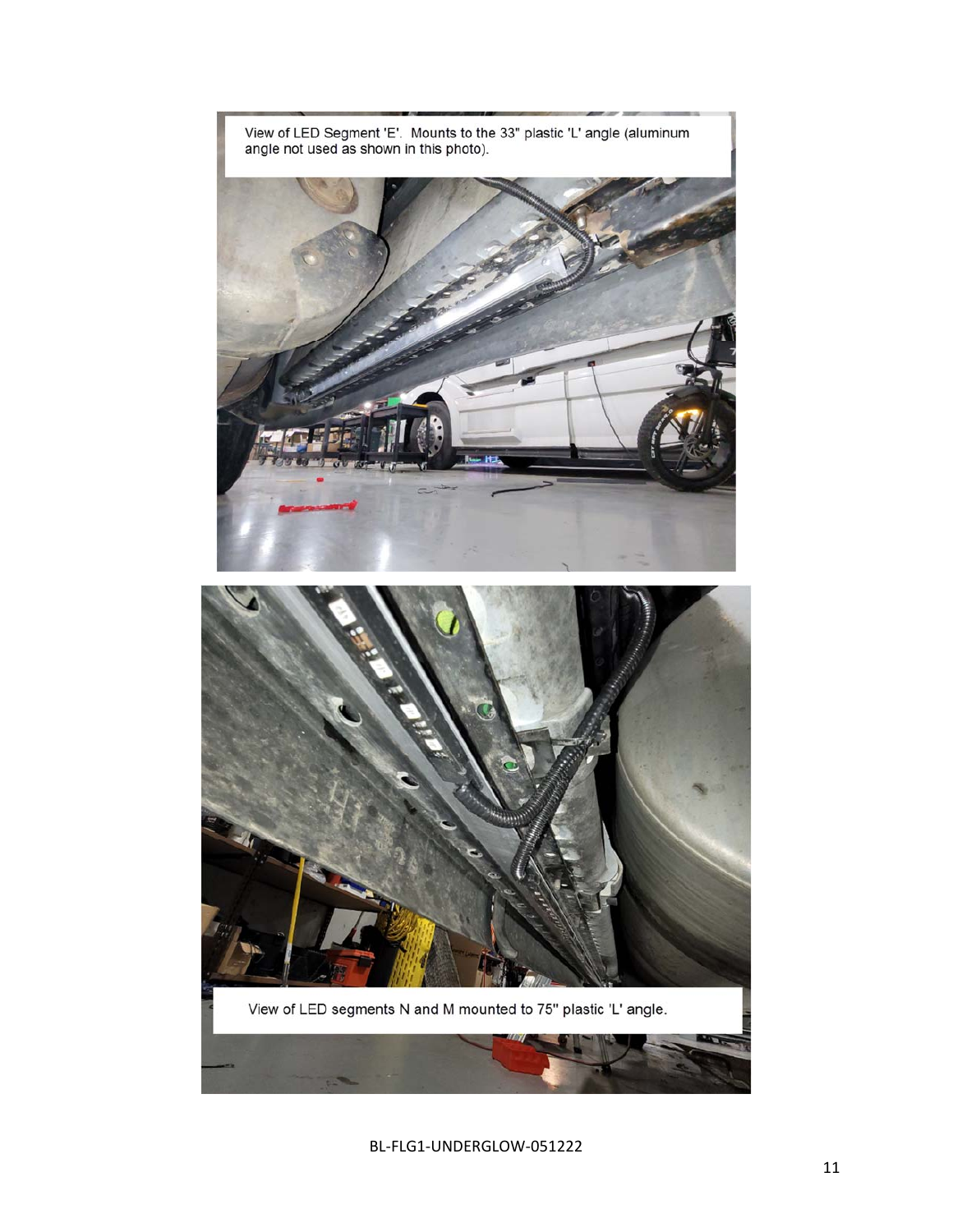View of LED Segment 'E'. Mounts to the 33" plastic 'L' angle (aluminum angle not used as shown in this photo).

View of LED segments N and M mounted to 75" plastic 'L' angle.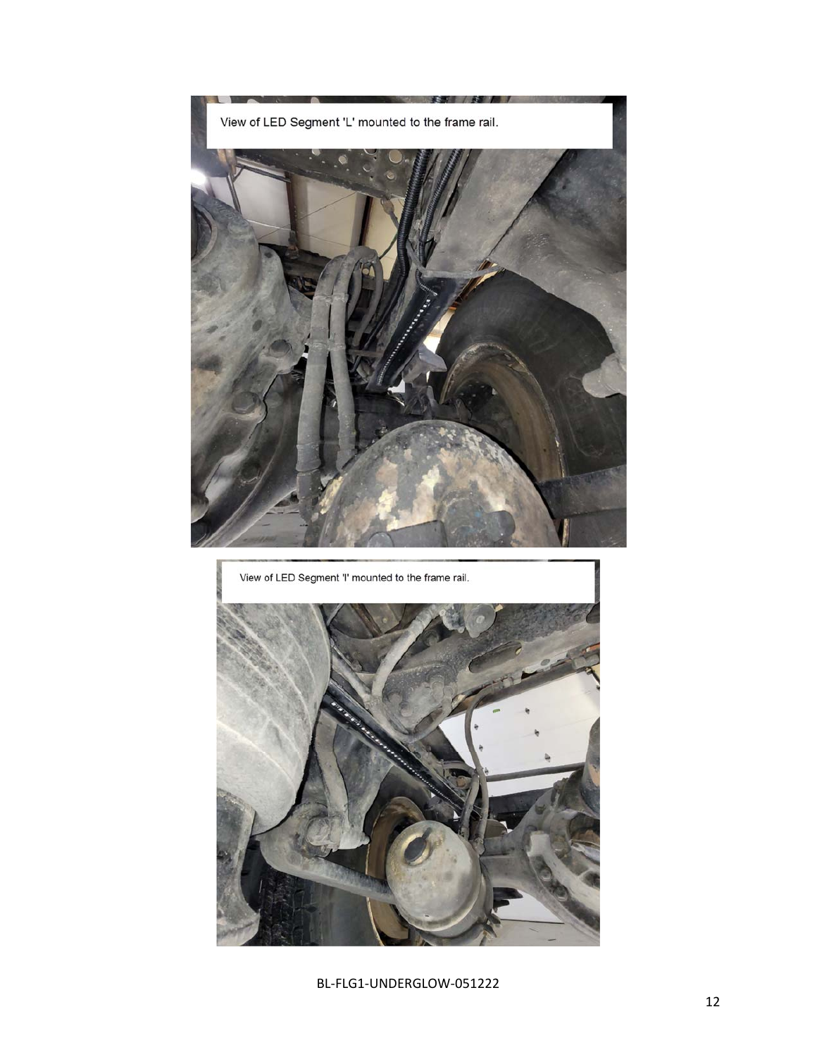View of LED Segment 'L' mounted to the frame rail.

View of LED Segment 'I' mounted to the frame rail.

BL-FLG1-UNDERGLOW-051222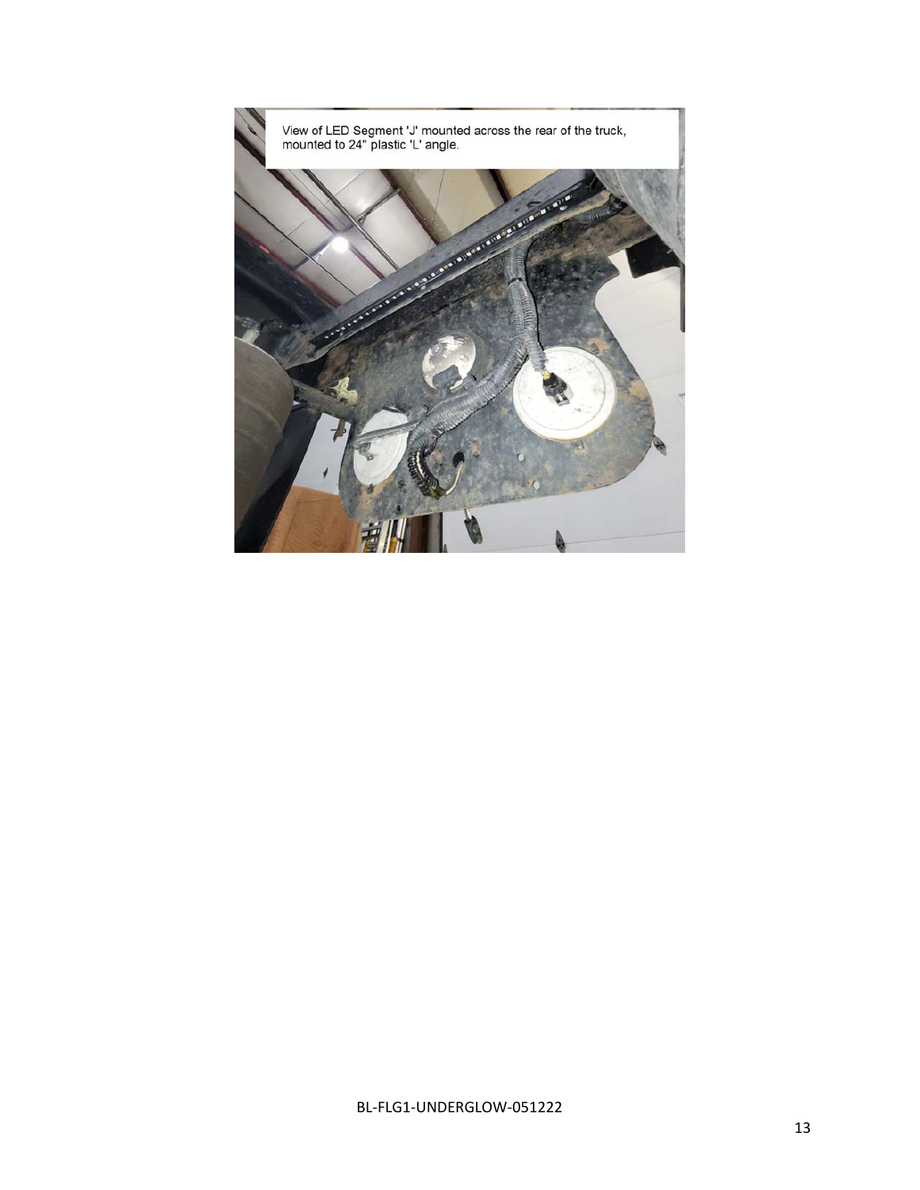View of LED Segment 'J' mounted across the rear of the truck, mounted to 24" plastic 'L' angle.